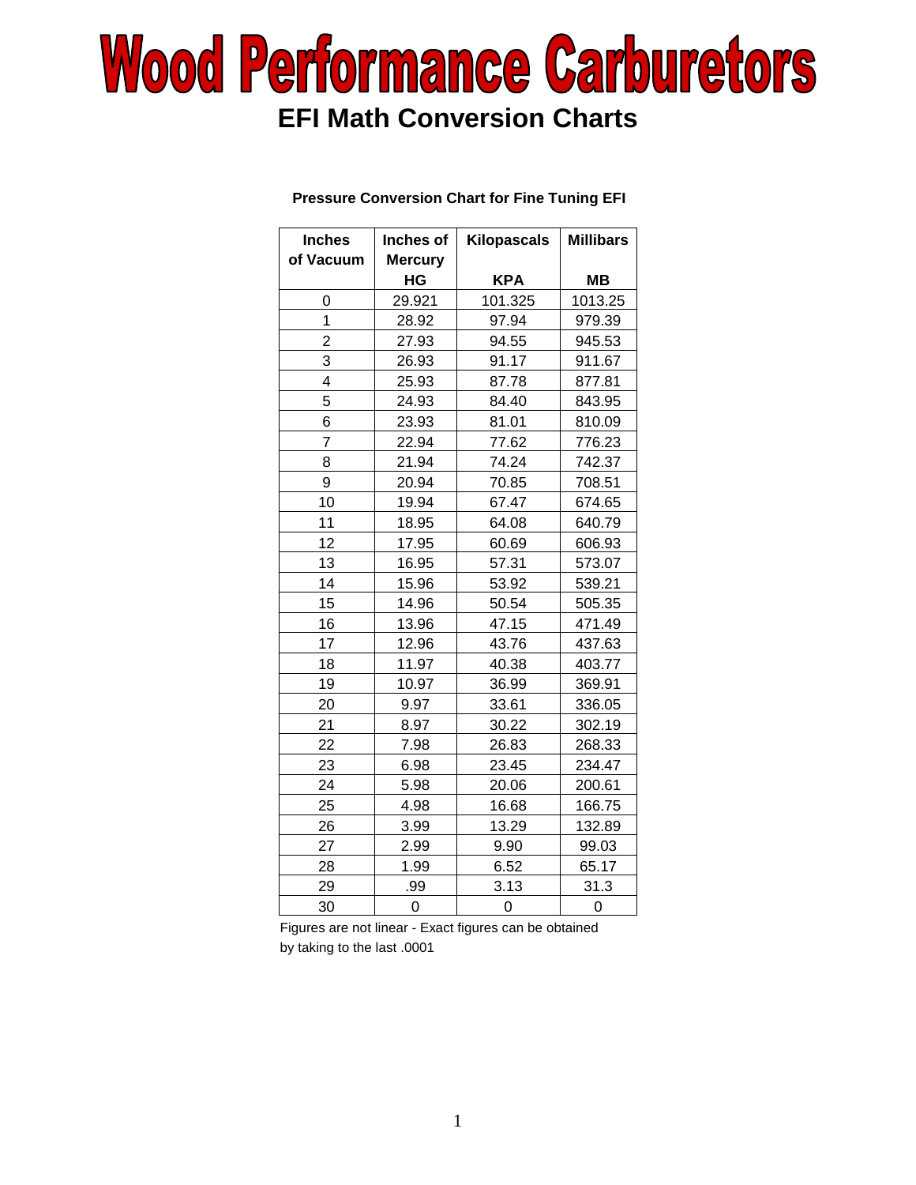# Wood Performance Carburetors

## EFI Math Conversion Charts

**Pressure Conversion Chart for Fine Tuning EFI**

| Inches of Vacuum | Inches of Mercury HG | Kilopascals KPA | Millibars MB |
|---|---|---|---|
| 0 | 29.921 | 101.325 | 1013.25 |
| 1 | 28.92 | 97.94 | 979.39 |
| 2 | 27.93 | 94.55 | 945.53 |
| 3 | 26.93 | 91.17 | 911.67 |
| 4 | 25.93 | 87.78 | 877.81 |
| 5 | 24.93 | 84.40 | 843.95 |
| 6 | 23.93 | 81.01 | 810.09 |
| 7 | 22.94 | 77.62 | 776.23 |
| 8 | 21.94 | 74.24 | 742.37 |
| 9 | 20.94 | 70.85 | 708.51 |
| 10 | 19.94 | 67.47 | 674.65 |
| 11 | 18.95 | 64.08 | 640.79 |
| 12 | 17.95 | 60.69 | 606.93 |
| 13 | 16.95 | 57.31 | 573.07 |
| 14 | 15.96 | 53.92 | 539.21 |
| 15 | 14.96 | 50.54 | 505.35 |
| 16 | 13.96 | 47.15 | 471.49 |
| 17 | 12.96 | 43.76 | 437.63 |
| 18 | 11.97 | 40.38 | 403.77 |
| 19 | 10.97 | 36.99 | 369.91 |
| 20 | 9.97 | 33.61 | 336.05 |
| 21 | 8.97 | 30.22 | 302.19 |
| 22 | 7.98 | 26.83 | 268.33 |
| 23 | 6.98 | 23.45 | 234.47 |
| 24 | 5.98 | 20.06 | 200.61 |
| 25 | 4.98 | 16.68 | 166.75 |
| 26 | 3.99 | 13.29 | 132.89 |
| 27 | 2.99 | 9.90 | 99.03 |
| 28 | 1.99 | 6.52 | 65.17 |
| 29 | .99 | 3.13 | 31.3 |
| 30 | 0 | 0 | 0 |

Figures are not linear - Exact figures can be obtained by taking to the last .0001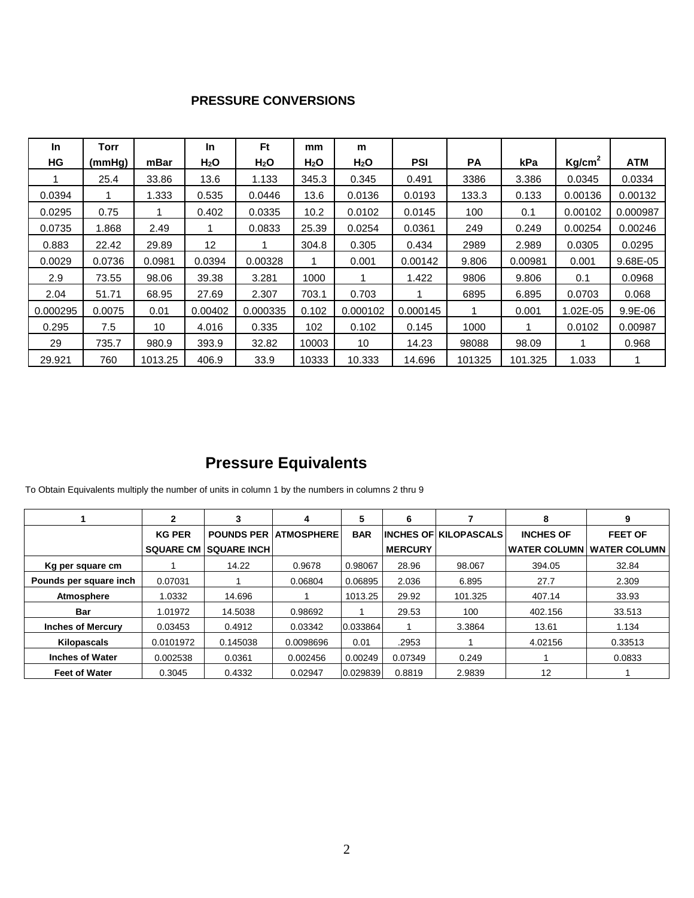## PRESSURE CONVERSIONS

| In HG | Torr (mmHg) | mBar | In $H_2O$ | Ft $H_2O$ | mm $H_2O$ | m $H_2O$ | PSI | PA | kPa | $Kg/cm^2$ | ATM |
|---|---|---|---|---|---|---|---|---|---|---|---|
| 1 | 25.4 | 33.86 | 13.6 | 1.133 | 345.3 | 0.345 | 0.491 | 3386 | 3.386 | 0.0345 | 0.0334 |
| 0.0394 | 1 | 1.333 | 0.535 | 0.0446 | 13.6 | 0.0136 | 0.0193 | 133.3 | 0.133 | 0.00136 | 0.00132 |
| 0.0295 | 0.75 | 1 | 0.402 | 0.0335 | 10.2 | 0.0102 | 0.0145 | 100 | 0.1 | 0.00102 | 0.000987 |
| 0.0735 | 1.868 | 2.49 | 1 | 0.0833 | 25.39 | 0.0254 | 0.0361 | 249 | 0.249 | 0.00254 | 0.00246 |
| 0.883 | 22.42 | 29.89 | 12 | 1 | 304.8 | 0.305 | 0.434 | 2989 | 2.989 | 0.0305 | 0.0295 |
| 0.0029 | 0.0736 | 0.0981 | 0.0394 | 0.00328 | 1 | 0.001 | 0.00142 | 9.806 | 0.00981 | 0.001 | 9.68E-05 |
| 2.9 | 73.55 | 98.06 | 39.38 | 3.281 | 1000 | 1 | 1.422 | 9806 | 9.806 | 0.1 | 0.0968 |
| 2.04 | 51.71 | 68.95 | 27.69 | 2.307 | 703.1 | 0.703 | 1 | 6895 | 6.895 | 0.0703 | 0.068 |
| 0.000295 | 0.0075 | 0.01 | 0.00402 | 0.000335 | 0.102 | 0.000102 | 0.000145 | 1 | 0.001 | 1.02E-05 | 9.9E-06 |
| 0.295 | 7.5 | 10 | 4.016 | 0.335 | 102 | 0.102 | 0.145 | 1000 | 1 | 0.0102 | 0.00987 |
| 29 | 735.7 | 980.9 | 393.9 | 32.82 | 10003 | 10 | 14.23 | 98088 | 98.09 | 1 | 0.968 |
| 29.921 | 760 | 1013.25 | 406.9 | 33.9 | 10333 | 10.333 | 14.696 | 101325 | 101.325 | 1.033 | 1 |

## Pressure Equivalents

To Obtain Equivalents multiply the number of units in column 1 by the numbers in columns 2 thru 9

| 1 | 2 | 3 | 4 | 5 | 6 | 7 | 8 | 9 |
|---|---|---|---|---|---|---|---|---|
| | KG PER SQUARE CM | POUNDS PER SQUARE INCH | ATMOSPHERE | BAR | INCHES OF MERCURY | KILOPASCALS | INCHES OF WATER COLUMN | FEET OF WATER COLUMN |
| **Kg per square cm** | 1 | 14.22 | 0.9678 | 0.98067 | 28.96 | 98.067 | 394.05 | 32.84 |
| **Pounds per square inch** | 0.07031 | 1 | 0.06804 | 0.06895 | 2.036 | 6.895 | 27.7 | 2.309 |
| **Atmosphere** | 1.0332 | 14.696 | 1 | 1013.25 | 29.92 | 101.325 | 407.14 | 33.93 |
| **Bar** | 1.01972 | 14.5038 | 0.98692 | 1 | 29.53 | 100 | 402.156 | 33.513 |
| **Inches of Mercury** | 0.03453 | 0.4912 | 0.03342 | 0.033864 | 1 | 3.3864 | 13.61 | 1.134 |
| **Kilopascals** | 0.0101972 | 0.145038 | 0.0098696 | 0.01 | .2953 | 1 | 4.02156 | 0.33513 |
| **Inches of Water** | 0.002538 | 0.0361 | 0.002456 | 0.00249 | 0.07349 | 0.249 | 1 | 0.0833 |
| **Feet of Water** | 0.3045 | 0.4332 | 0.02947 | 0.029839 | 0.8819 | 2.9839 | 12 | 1 |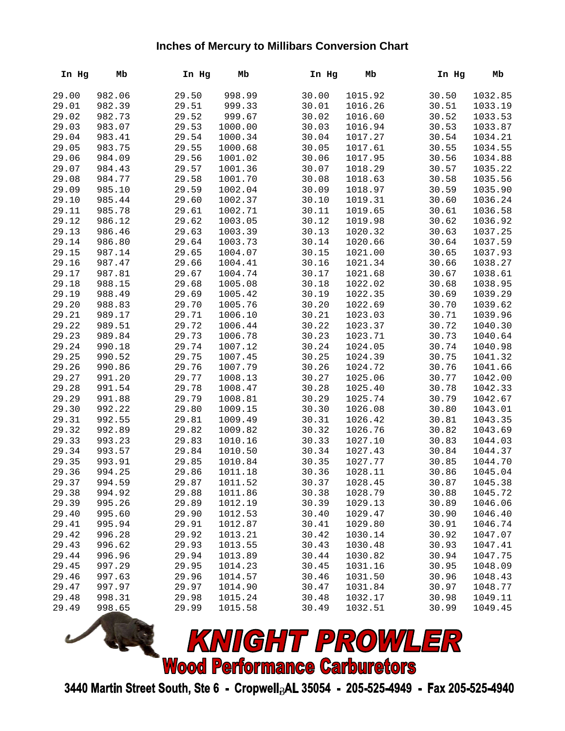## Inches of Mercury to Millibars Conversion Chart

| In Hg | Mb | In Hg | Mb | In Hg | Mb | In Hg | Mb |
|---|---|---|---|---|---|---|---|
| 29.00 | 982.06 | 29.50 | 998.99 | 30.00 | 1015.92 | 30.50 | 1032.85 |
| 29.01 | 982.39 | 29.51 | 999.33 | 30.01 | 1016.26 | 30.51 | 1033.19 |
| 29.02 | 982.73 | 29.52 | 999.67 | 30.02 | 1016.60 | 30.52 | 1033.53 |
| 29.03 | 983.07 | 29.53 | 1000.00 | 30.03 | 1016.94 | 30.53 | 1033.87 |
| 29.04 | 983.41 | 29.54 | 1000.34 | 30.04 | 1017.27 | 30.54 | 1034.21 |
| 29.05 | 983.75 | 29.55 | 1000.68 | 30.05 | 1017.61 | 30.55 | 1034.55 |
| 29.06 | 984.09 | 29.56 | 1001.02 | 30.06 | 1017.95 | 30.56 | 1034.88 |
| 29.07 | 984.43 | 29.57 | 1001.36 | 30.07 | 1018.29 | 30.57 | 1035.22 |
| 29.08 | 984.77 | 29.58 | 1001.70 | 30.08 | 1018.63 | 30.58 | 1035.56 |
| 29.09 | 985.10 | 29.59 | 1002.04 | 30.09 | 1018.97 | 30.59 | 1035.90 |
| 29.10 | 985.44 | 29.60 | 1002.37 | 30.10 | 1019.31 | 30.60 | 1036.24 |
| 29.11 | 985.78 | 29.61 | 1002.71 | 30.11 | 1019.65 | 30.61 | 1036.58 |
| 29.12 | 986.12 | 29.62 | 1003.05 | 30.12 | 1019.98 | 30.62 | 1036.92 |
| 29.13 | 986.46 | 29.63 | 1003.39 | 30.13 | 1020.32 | 30.63 | 1037.25 |
| 29.14 | 986.80 | 29.64 | 1003.73 | 30.14 | 1020.66 | 30.64 | 1037.59 |
| 29.15 | 987.14 | 29.65 | 1004.07 | 30.15 | 1021.00 | 30.65 | 1037.93 |
| 29.16 | 987.47 | 29.66 | 1004.41 | 30.16 | 1021.34 | 30.66 | 1038.27 |
| 29.17 | 987.81 | 29.67 | 1004.74 | 30.17 | 1021.68 | 30.67 | 1038.61 |
| 29.18 | 988.15 | 29.68 | 1005.08 | 30.18 | 1022.02 | 30.68 | 1038.95 |
| 29.19 | 988.49 | 29.69 | 1005.42 | 30.19 | 1022.35 | 30.69 | 1039.29 |
| 29.20 | 988.83 | 29.70 | 1005.76 | 30.20 | 1022.69 | 30.70 | 1039.62 |
| 29.21 | 989.17 | 29.71 | 1006.10 | 30.21 | 1023.03 | 30.71 | 1039.96 |
| 29.22 | 989.51 | 29.72 | 1006.44 | 30.22 | 1023.37 | 30.72 | 1040.30 |
| 29.23 | 989.84 | 29.73 | 1006.78 | 30.23 | 1023.71 | 30.73 | 1040.64 |
| 29.24 | 990.18 | 29.74 | 1007.12 | 30.24 | 1024.05 | 30.74 | 1040.98 |
| 29.25 | 990.52 | 29.75 | 1007.45 | 30.25 | 1024.39 | 30.75 | 1041.32 |
| 29.26 | 990.86 | 29.76 | 1007.79 | 30.26 | 1024.72 | 30.76 | 1041.66 |
| 29.27 | 991.20 | 29.77 | 1008.13 | 30.27 | 1025.06 | 30.77 | 1042.00 |
| 29.28 | 991.54 | 29.78 | 1008.47 | 30.28 | 1025.40 | 30.78 | 1042.33 |
| 29.29 | 991.88 | 29.79 | 1008.81 | 30.29 | 1025.74 | 30.79 | 1042.67 |
| 29.30 | 992.22 | 29.80 | 1009.15 | 30.30 | 1026.08 | 30.80 | 1043.01 |
| 29.31 | 992.55 | 29.81 | 1009.49 | 30.31 | 1026.42 | 30.81 | 1043.35 |
| 29.32 | 992.89 | 29.82 | 1009.82 | 30.32 | 1026.76 | 30.82 | 1043.69 |
| 29.33 | 993.23 | 29.83 | 1010.16 | 30.33 | 1027.10 | 30.83 | 1044.03 |
| 29.34 | 993.57 | 29.84 | 1010.50 | 30.34 | 1027.43 | 30.84 | 1044.37 |
| 29.35 | 993.91 | 29.85 | 1010.84 | 30.35 | 1027.77 | 30.85 | 1044.70 |
| 29.36 | 994.25 | 29.86 | 1011.18 | 30.36 | 1028.11 | 30.86 | 1045.04 |
| 29.37 | 994.59 | 29.87 | 1011.52 | 30.37 | 1028.45 | 30.87 | 1045.38 |
| 29.38 | 994.92 | 29.88 | 1011.86 | 30.38 | 1028.79 | 30.88 | 1045.72 |
| 29.39 | 995.26 | 29.89 | 1012.19 | 30.39 | 1029.13 | 30.89 | 1046.06 |
| 29.40 | 995.60 | 29.90 | 1012.53 | 30.40 | 1029.47 | 30.90 | 1046.40 |
| 29.41 | 995.94 | 29.91 | 1012.87 | 30.41 | 1029.80 | 30.91 | 1046.74 |
| 29.42 | 996.28 | 29.92 | 1013.21 | 30.42 | 1030.14 | 30.92 | 1047.07 |
| 29.43 | 996.62 | 29.93 | 1013.55 | 30.43 | 1030.48 | 30.93 | 1047.41 |
| 29.44 | 996.96 | 29.94 | 1013.89 | 30.44 | 1030.82 | 30.94 | 1047.75 |
| 29.45 | 997.29 | 29.95 | 1014.23 | 30.45 | 1031.16 | 30.95 | 1048.09 |
| 29.46 | 997.63 | 29.96 | 1014.57 | 30.46 | 1031.50 | 30.96 | 1048.43 |
| 29.47 | 997.97 | 29.97 | 1014.90 | 30.47 | 1031.84 | 30.97 | 1048.77 |
| 29.48 | 998.31 | 29.98 | 1015.24 | 30.48 | 1032.17 | 30.98 | 1049.11 |
| 29.49 | 998.65 | 29.99 | 1015.58 | 30.49 | 1032.51 | 30.99 | 1049.45 |

**KNIGHT PROWLER**

**Wood Performance Carburetors**

**3440 Martin Street South, Ste 6 - Cropwell, AL 35054 - 205-525-4949 - Fax 205-525-4940**